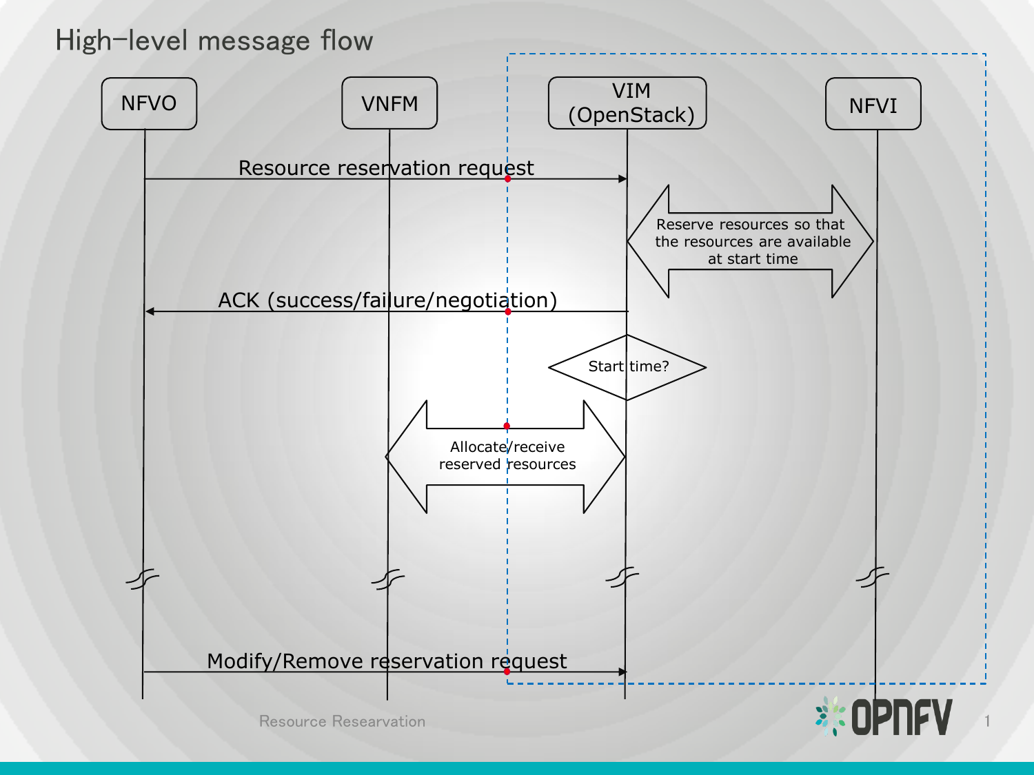# High-level message flow

NFVO

VNFM

VIM (OpenStack)

NFVI

Resource reservation request

Reserve resources so that the resources are available at start time

ACK (success/failure/negotiation)

Start time?

Allocate/receive reserved resources

Modify/Remove reservation request

Resource Researvation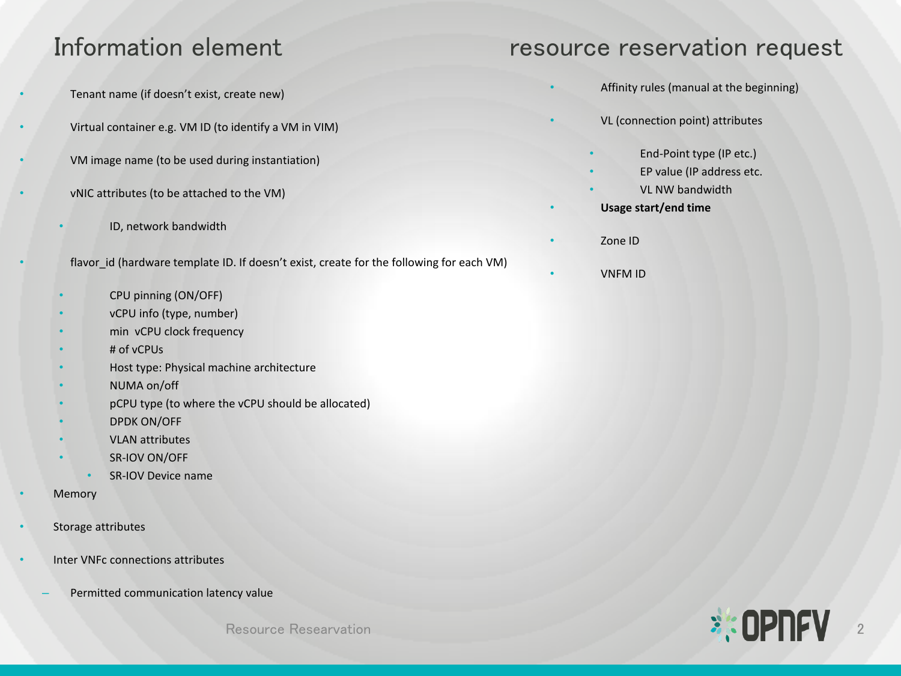# Information element

- Tenant name (if doesn't exist, create new)
- Virtual container e.g. VM ID (to identify a VM in VIM)
- VM image name (to be used during instantiation)
- vNIC attributes (to be attached to the VM)
  - ID, network bandwidth
- flavor_id (hardware template ID. If doesn't exist, create for the following for each VM)
  - CPU pinning (ON/OFF)
  - vCPU info (type, number)
  - min vCPU clock frequency
  - # of vCPUs
  - Host type: Physical machine architecture
  - NUMA on/off
  - pCPU type (to where the vCPU should be allocated)
  - DPDK ON/OFF
  - VLAN attributes
  - SR-IOV ON/OFF
    - SR-IOV Device name
- Memory
- Storage attributes
- Inter VNFc connections attributes
  - Permitted communication latency value

# resource reservation request

- Affinity rules (manual at the beginning)
- VL (connection point) attributes
  - End-Point type (IP etc.)
  - EP value (IP address etc.
  - VL NW bandwidth
- **Usage start/end time**
- Zone ID
- VNFM ID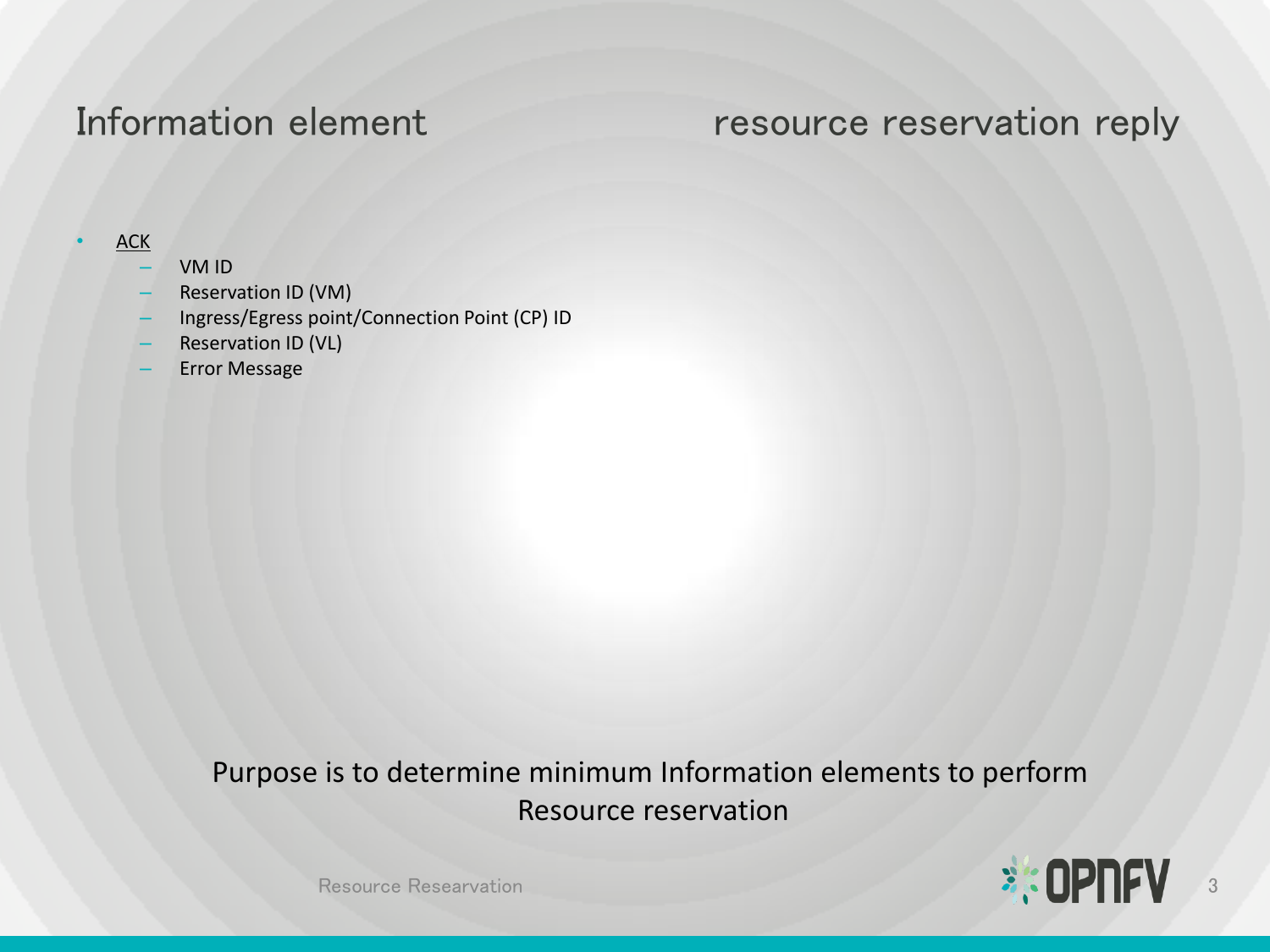## Information element

## resource reservation reply

- ACK
  - VM ID
  - Reservation ID (VM)
  - Ingress/Egress point/Connection Point (CP) ID
  - Reservation ID (VL)
  - Error Message

Purpose is to determine minimum Information elements to perform Resource reservation